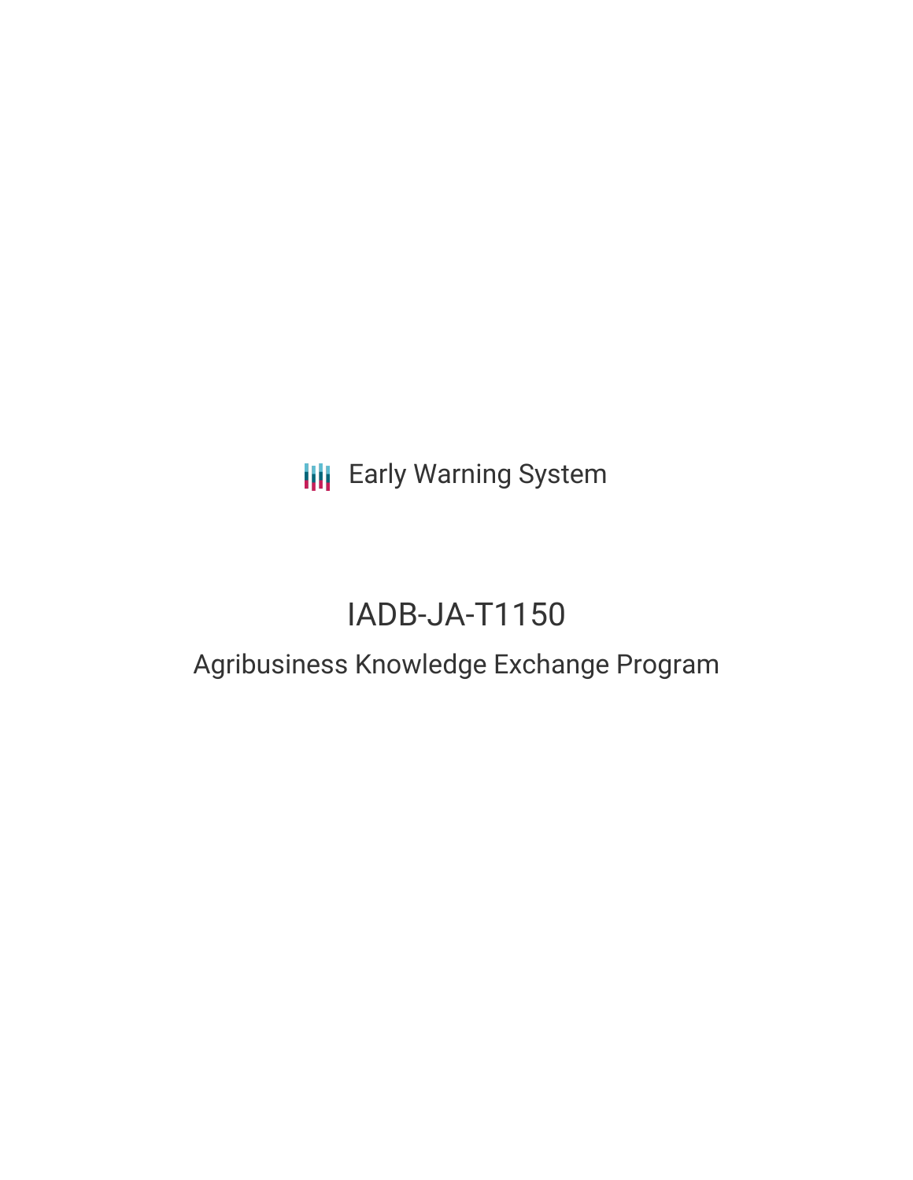Early Warning System

# IADB-JA-T1150

## Agribusiness Knowledge Exchange Program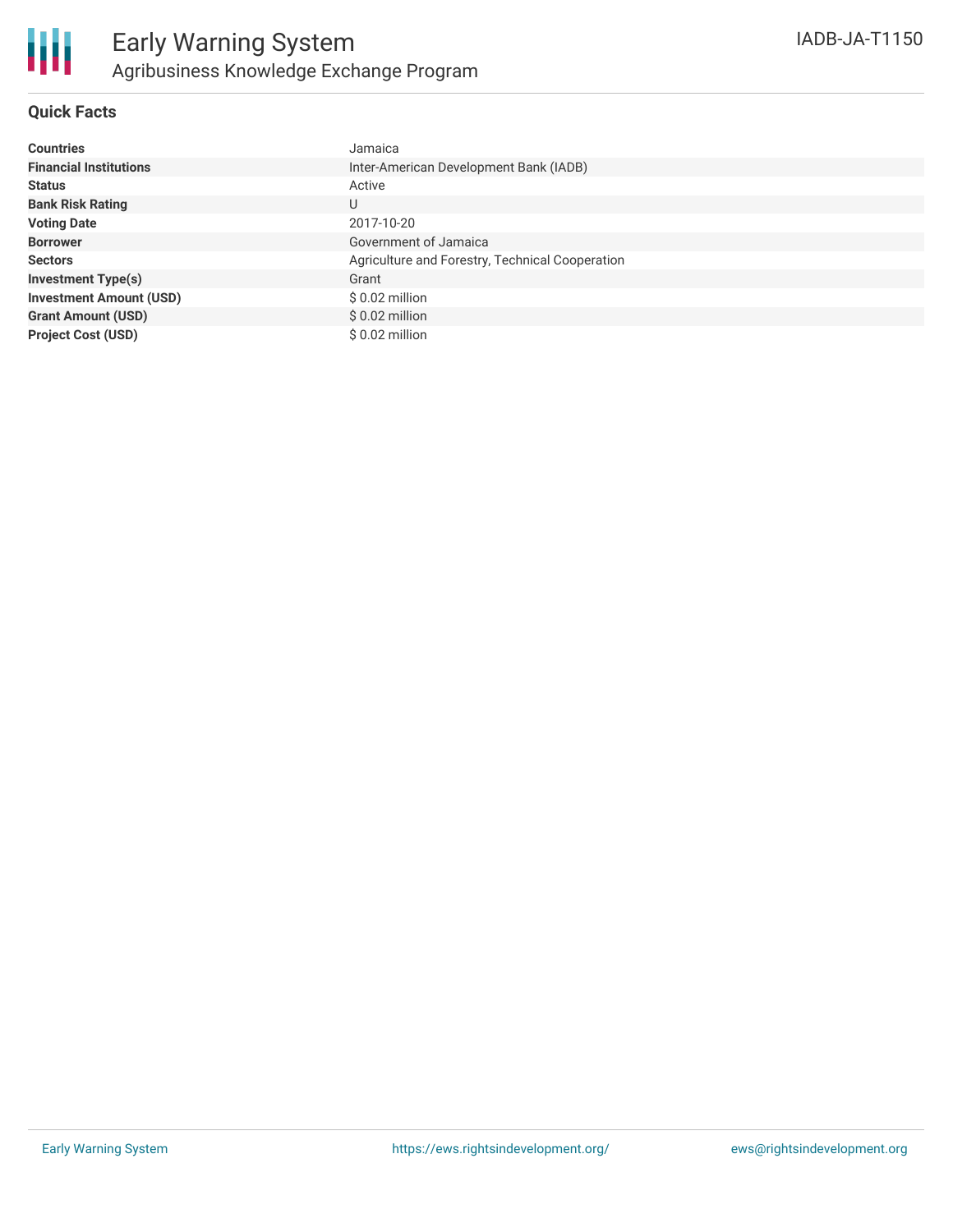# Early Warning System

## Agribusiness Knowledge Exchange Program

IADB-JA-T1150

### Quick Facts

| | |
|---|---|
| **Countries** | Jamaica |
| **Financial Institutions** | Inter-American Development Bank (IADB) |
| **Status** | Active |
| **Bank Risk Rating** | U |
| **Voting Date** | 2017-10-20 |
| **Borrower** | Government of Jamaica |
| **Sectors** | Agriculture and Forestry, Technical Cooperation |
| **Investment Type(s)** | Grant |
| **Investment Amount (USD)** | $ 0.02 million |
| **Grant Amount (USD)** | $ 0.02 million |
| **Project Cost (USD)** | $ 0.02 million |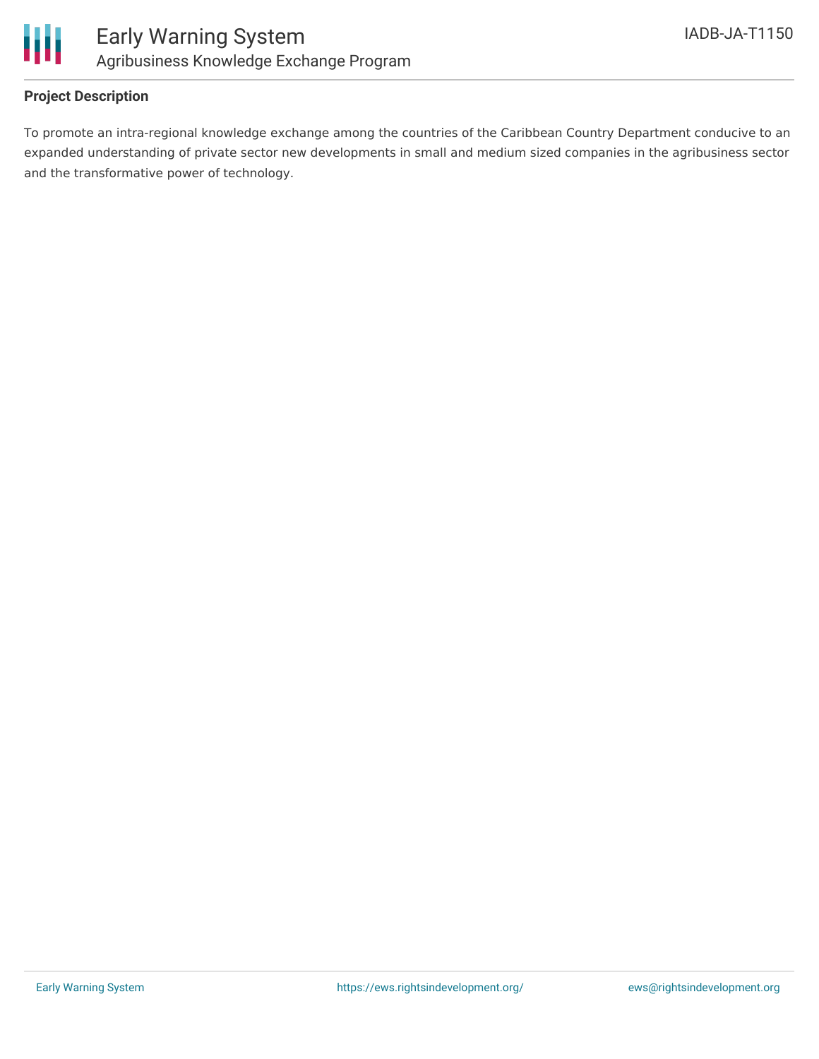## Project Description

To promote an intra-regional knowledge exchange among the countries of the Caribbean Country Department conducive to an expanded understanding of private sector new developments in small and medium sized companies in the agribusiness sector and the transformative power of technology.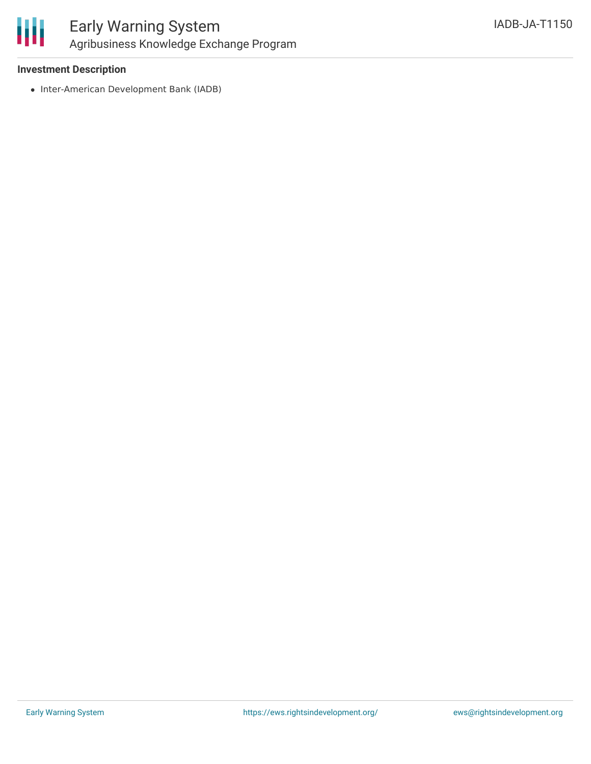### Investment Description

- Inter-American Development Bank (IADB)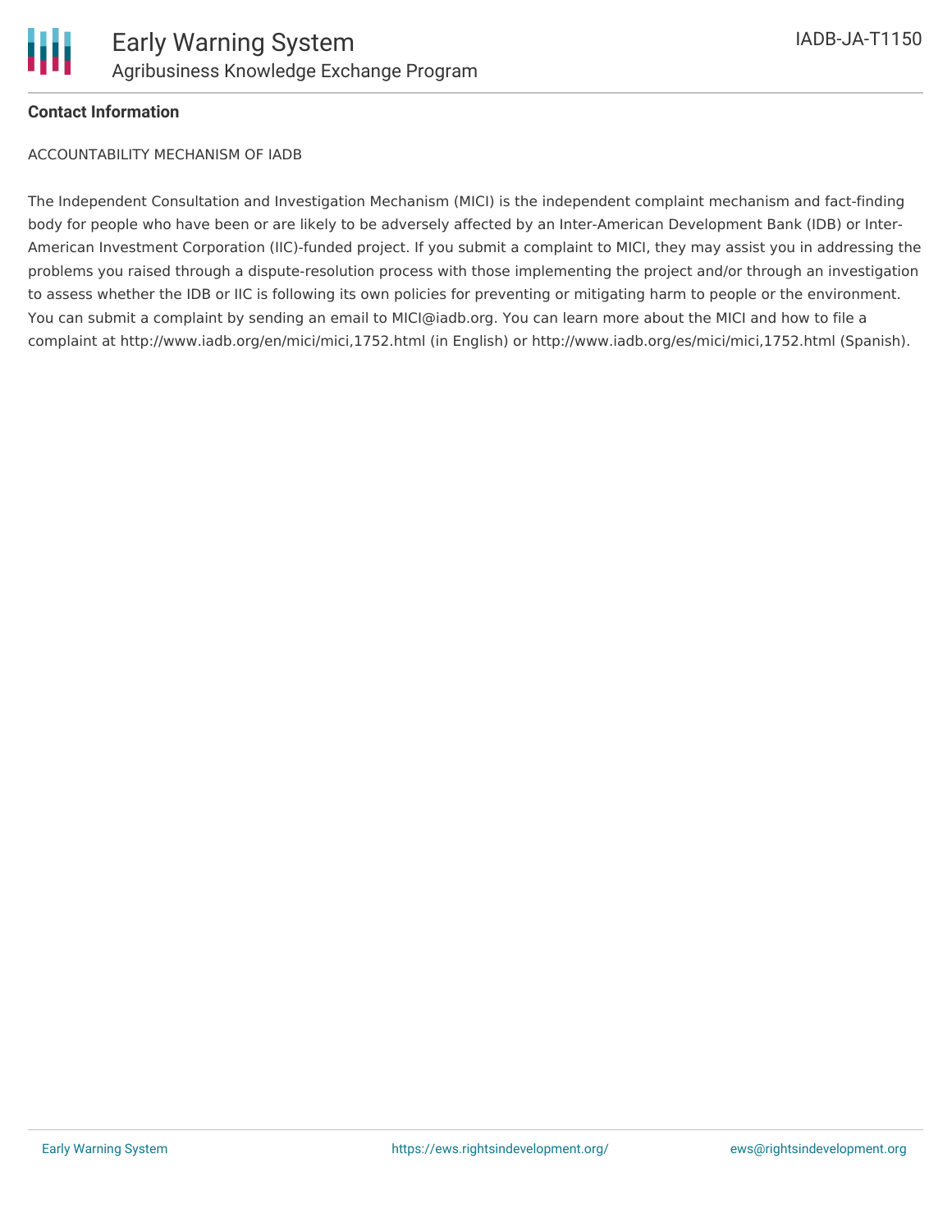**Contact Information**

ACCOUNTABILITY MECHANISM OF IADB

The Independent Consultation and Investigation Mechanism (MICI) is the independent complaint mechanism and fact-finding body for people who have been or are likely to be adversely affected by an Inter-American Development Bank (IDB) or Inter-American Investment Corporation (IIC)-funded project. If you submit a complaint to MICI, they may assist you in addressing the problems you raised through a dispute-resolution process with those implementing the project and/or through an investigation to assess whether the IDB or IIC is following its own policies for preventing or mitigating harm to people or the environment. You can submit a complaint by sending an email to MICI@iadb.org. You can learn more about the MICI and how to file a complaint at http://www.iadb.org/en/mici/mici,1752.html (in English) or http://www.iadb.org/es/mici/mici,1752.html (Spanish).